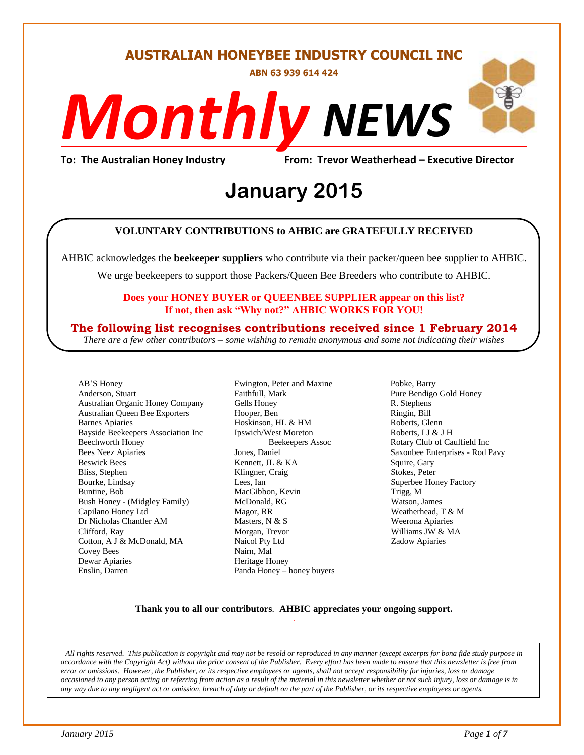# AUSTRALIAN HONEYBEE INDUSTRY COUNCIL INC

**ABN 63 939 614 424**

# *Monthly* NEWS

**To: The Australian Honey Industry** **From: Trevor Weatherhead – Executive Director**

## January 2015

**VOLUNTARY CONTRIBUTIONS to AHBIC are GRATEFULLY RECEIVED**

AHBIC acknowledges the **beekeeper suppliers** who contribute via their packer/queen bee supplier to AHBIC.

We urge beekeepers to support those Packers/Queen Bee Breeders who contribute to AHBIC.

**Does your HONEY BUYER or QUEENBEE SUPPLIER appear on this list?**
**If not, then ask "Why not?" AHBIC WORKS FOR YOU!**

**The following list recognises contributions received since 1 February 2014**

*There are a few other contributors – some wishing to remain anonymous and some not indicating their wishes*

AB'S Honey
Anderson, Stuart
Australian Organic Honey Company
Australian Queen Bee Exporters
Barnes Apiaries
Bayside Beekeepers Association Inc
Beechworth Honey
Bees Neez Apiaries
Beswick Bees
Bliss, Stephen
Bourke, Lindsay
Buntine, Bob
Bush Honey - (Midgley Family)
Capilano Honey Ltd
Dr Nicholas Chantler AM
Clifford, Ray
Cotton, A J & McDonald, MA
Covey Bees
Dewar Apiaries
Enslin, Darren
Ewington, Peter and Maxine
Faithfull, Mark
Gells Honey
Hooper, Ben
Hoskinson, HL & HM
Ipswich/West Moreton Beekeepers Assoc
Jones, Daniel
Kennett, JL & KA
Klingner, Craig
Lees, Ian
MacGibbon, Kevin
McDonald, RG
Magor, RR
Masters, N & S
Morgan, Trevor
Naicol Pty Ltd
Nairn, Mal
Heritage Honey
Panda Honey – honey buyers
Pobke, Barry
Pure Bendigo Gold Honey
R. Stephens
Ringin, Bill
Roberts, Glenn
Roberts, I J & J H
Rotary Club of Caulfield Inc
Saxonbee Enterprises - Rod Pavy
Squire, Gary
Stokes, Peter
Superbee Honey Factory
Trigg, M
Watson, James
Weatherhead, T & M
Weerona Apiaries
Williams JW & MA
Zadow Apiaries

**Thank you to all our contributors**. **AHBIC appreciates your ongoing support.**

*All rights reserved. This publication is copyright and may not be resold or reproduced in any manner (except excerpts for bona fide study purpose in accordance with the Copyright Act) without the prior consent of the Publisher. Every effort has been made to ensure that this newsletter is free from error or omissions. However, the Publisher, or its respective employees or agents, shall not accept responsibility for injuries, loss or damage occasioned to any person acting or referring from action as a result of the material in this newsletter whether or not such injury, loss or damage is in any way due to any negligent act or omission, breach of duty or default on the part of the Publisher, or its respective employees or agents.*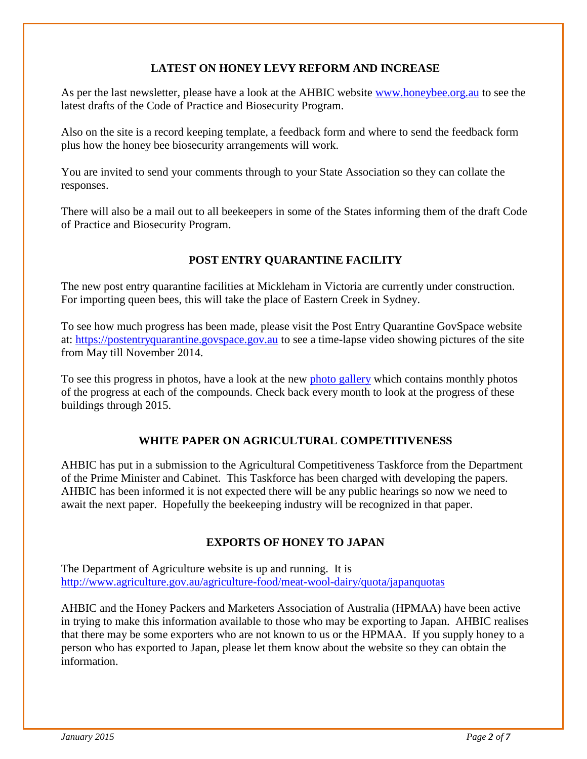## LATEST ON HONEY LEVY REFORM AND INCREASE

As per the last newsletter, please have a look at the AHBIC website [www.honeybee.org.au](http://www.honeybee.org.au) to see the latest drafts of the Code of Practice and Biosecurity Program.

Also on the site is a record keeping template, a feedback form and where to send the feedback form plus how the honey bee biosecurity arrangements will work.

You are invited to send your comments through to your State Association so they can collate the responses.

There will also be a mail out to all beekeepers in some of the States informing them of the draft Code of Practice and Biosecurity Program.

## POST ENTRY QUARANTINE FACILITY

The new post entry quarantine facilities at Mickleham in Victoria are currently under construction. For importing queen bees, this will take the place of Eastern Creek in Sydney.

To see how much progress has been made, please visit the Post Entry Quarantine GovSpace website at: [https://postentryquarantine.govspace.gov.au](https://postentryquarantine.govspace.gov.au) to see a time-lapse video showing pictures of the site from May till November 2014.

To see this progress in photos, have a look at the new photo gallery which contains monthly photos of the progress at each of the compounds. Check back every month to look at the progress of these buildings through 2015.

## WHITE PAPER ON AGRICULTURAL COMPETITIVENESS

AHBIC has put in a submission to the Agricultural Competitiveness Taskforce from the Department of the Prime Minister and Cabinet. This Taskforce has been charged with developing the papers. AHBIC has been informed it is not expected there will be any public hearings so now we need to await the next paper. Hopefully the beekeeping industry will be recognized in that paper.

## EXPORTS OF HONEY TO JAPAN

The Department of Agriculture website is up and running. It is [http://www.agriculture.gov.au/agriculture-food/meat-wool-dairy/quota/japanquotas](http://www.agriculture.gov.au/agriculture-food/meat-wool-dairy/quota/japanquotas)

AHBIC and the Honey Packers and Marketers Association of Australia (HPMAA) have been active in trying to make this information available to those who may be exporting to Japan. AHBIC realises that there may be some exporters who are not known to us or the HPMAA. If you supply honey to a person who has exported to Japan, please let them know about the website so they can obtain the information.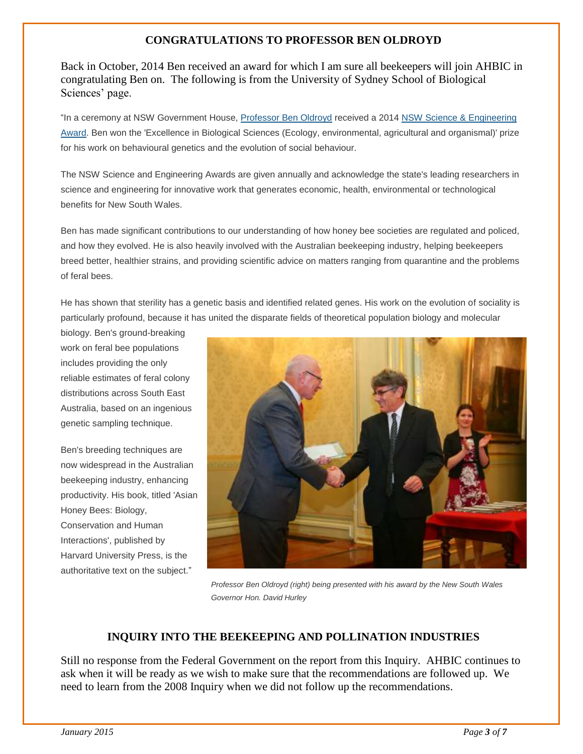## CONGRATULATIONS TO PROFESSOR BEN OLDROYD

Back in October, 2014 Ben received an award for which I am sure all beekeepers will join AHBIC in congratulating Ben on. The following is from the University of Sydney School of Biological Sciences' page.

"In a ceremony at NSW Government House, Professor Ben Oldroyd received a 2014 NSW Science & Engineering Award. Ben won the 'Excellence in Biological Sciences (Ecology, environmental, agricultural and organismal)' prize for his work on behavioural genetics and the evolution of social behaviour.

The NSW Science and Engineering Awards are given annually and acknowledge the state's leading researchers in science and engineering for innovative work that generates economic, health, environmental or technological benefits for New South Wales.

Ben has made significant contributions to our understanding of how honey bee societies are regulated and policed, and how they evolved. He is also heavily involved with the Australian beekeeping industry, helping beekeepers breed better, healthier strains, and providing scientific advice on matters ranging from quarantine and the problems of feral bees.

He has shown that sterility has a genetic basis and identified related genes. His work on the evolution of sociality is particularly profound, because it has united the disparate fields of theoretical population biology and molecular biology. Ben's ground-breaking work on feral bee populations includes providing the only reliable estimates of feral colony distributions across South East Australia, based on an ingenious genetic sampling technique.

Ben's breeding techniques are now widespread in the Australian beekeeping industry, enhancing productivity. His book, titled 'Asian Honey Bees: Biology, Conservation and Human Interactions', published by Harvard University Press, is the authoritative text on the subject."

*Professor Ben Oldroyd (right) being presented with his award by the New South Wales Governor Hon. David Hurley*

## INQUIRY INTO THE BEEKEEPING AND POLLINATION INDUSTRIES

Still no response from the Federal Government on the report from this Inquiry. AHBIC continues to ask when it will be ready as we wish to make sure that the recommendations are followed up. We need to learn from the 2008 Inquiry when we did not follow up the recommendations.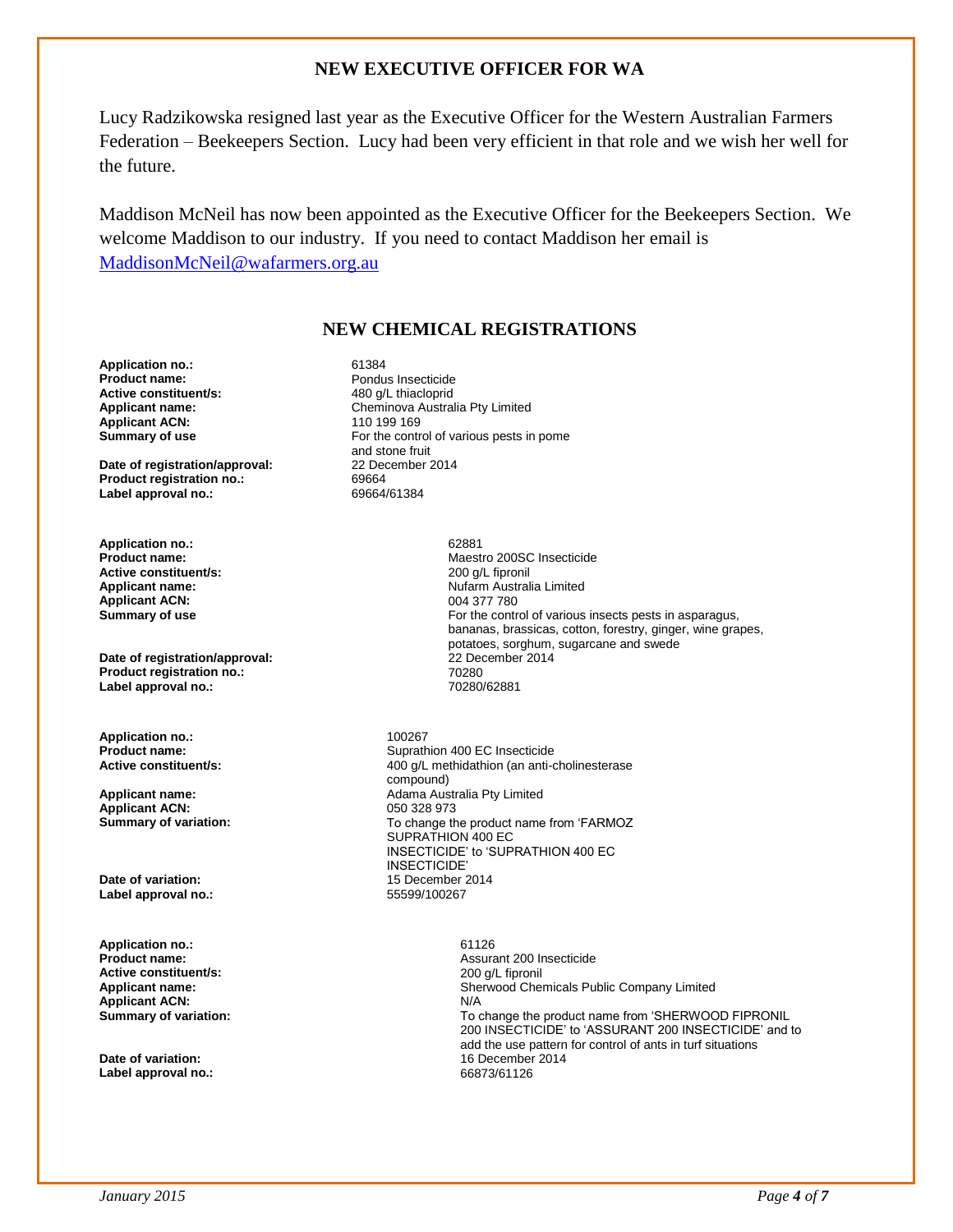## NEW EXECUTIVE OFFICER FOR WA

Lucy Radzikowska resigned last year as the Executive Officer for the Western Australian Farmers Federation – Beekeepers Section. Lucy had been very efficient in that role and we wish her well for the future.

Maddison McNeil has now been appointed as the Executive Officer for the Beekeepers Section. We welcome Maddison to our industry. If you need to contact Maddison her email is [MaddisonMcNeil@wafarmers.org.au](mailto:MaddisonMcNeil@wafarmers.org.au)

## NEW CHEMICAL REGISTRATIONS

**Application no.:** 61384
**Product name:** Pondus Insecticide
**Active constituent/s:** 480 g/L thiacloprid
**Applicant name:** Cheminova Australia Pty Limited
**Applicant ACN:** 110 199 169
**Summary of use** For the control of various pests in pome and stone fruit
**Date of registration/approval:** 22 December 2014
**Product registration no.:** 69664
**Label approval no.:** 69664/61384

**Application no.:** 62881
**Product name:** Maestro 200SC Insecticide
**Active constituent/s:** 200 g/L fipronil
**Applicant name:** Nufarm Australia Limited
**Applicant ACN:** 004 377 780
**Summary of use** For the control of various insects pests in asparagus, bananas, brassicas, cotton, forestry, ginger, wine grapes, potatoes, sorghum, sugarcane and swede
**Date of registration/approval:** 22 December 2014
**Product registration no.:** 70280
**Label approval no.:** 70280/62881

**Application no.:** 100267
**Product name:** Suprathion 400 EC Insecticide
**Active constituent/s:** 400 g/L methidathion (an anti-cholinesterase compound)
**Applicant name:** Adama Australia Pty Limited
**Applicant ACN:** 050 328 973
**Summary of variation:** To change the product name from 'FARMOZ SUPRATHION 400 EC INSECTICIDE' to 'SUPRATHION 400 EC INSECTICIDE'
**Date of variation:** 15 December 2014
**Label approval no.:** 55599/100267

**Application no.:** 61126
**Product name:** Assurant 200 Insecticide
**Active constituent/s:** 200 g/L fipronil
**Applicant name:** Sherwood Chemicals Public Company Limited
**Applicant ACN:** N/A
**Summary of variation:** To change the product name from 'SHERWOOD FIPRONIL 200 INSECTICIDE' to 'ASSURANT 200 INSECTICIDE' and to add the use pattern for control of ants in turf situations
**Date of variation:** 16 December 2014
**Label approval no.:** 66873/61126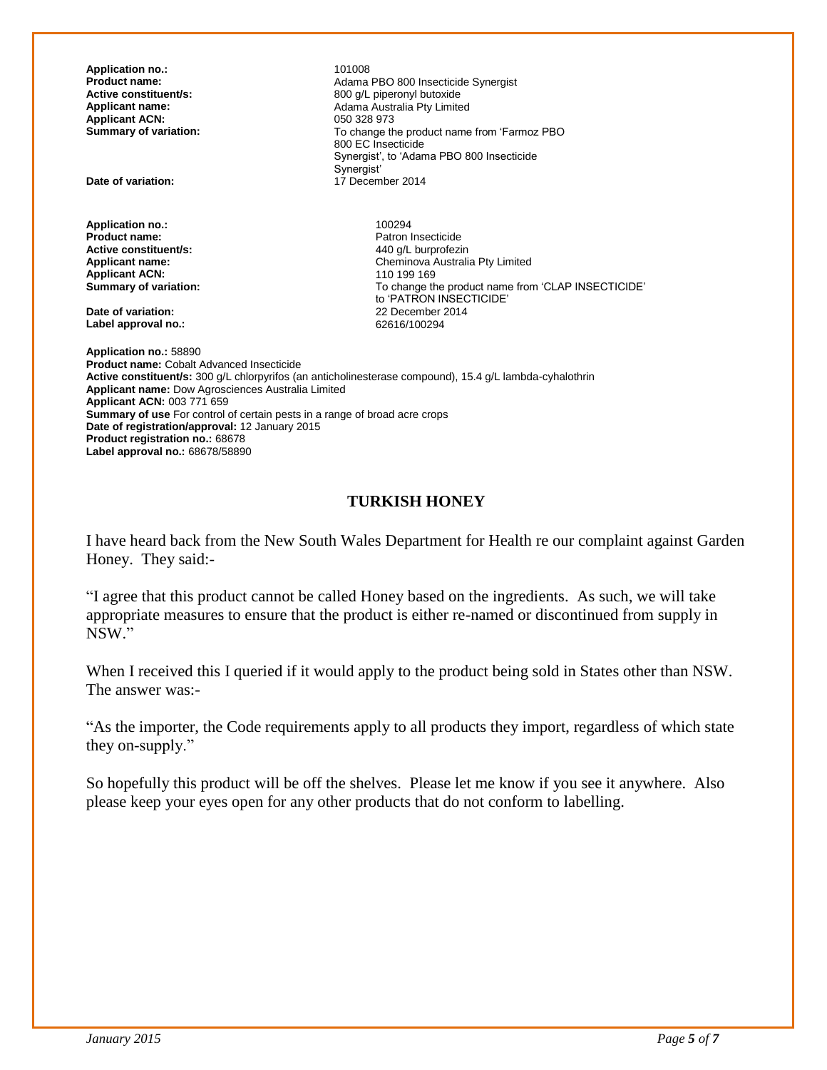**Application no.:** 101008
**Product name:** Adama PBO 800 Insecticide Synergist
**Active constituent/s:** 800 g/L piperonyl butoxide
**Applicant name:** Adama Australia Pty Limited
**Applicant ACN:** 050 328 973
**Summary of variation:** To change the product name from 'Farmoz PBO 800 EC Insecticide Synergist', to 'Adama PBO 800 Insecticide Synergist'
**Date of variation:** 17 December 2014

**Application no.:** 100294
**Product name:** Patron Insecticide
**Active constituent/s:** 440 g/L burprofezin
**Applicant name:** Cheminova Australia Pty Limited
**Applicant ACN:** 110 199 169
**Summary of variation:** To change the product name from 'CLAP INSECTICIDE' to 'PATRON INSECTICIDE'
**Date of variation:** 22 December 2014
**Label approval no.:** 62616/100294

**Application no.:** 58890
**Product name:** Cobalt Advanced Insecticide
**Active constituent/s:** 300 g/L chlorpyrifos (an anticholinesterase compound), 15.4 g/L lambda-cyhalothrin
**Applicant name:** Dow Agrosciences Australia Limited
**Applicant ACN:** 003 771 659
**Summary of use** For control of certain pests in a range of broad acre crops
**Date of registration/approval:** 12 January 2015
**Product registration no.:** 68678
**Label approval no.:** 68678/58890

## TURKISH HONEY

I have heard back from the New South Wales Department for Health re our complaint against Garden Honey. They said:-

"I agree that this product cannot be called Honey based on the ingredients. As such, we will take appropriate measures to ensure that the product is either re-named or discontinued from supply in NSW."

When I received this I queried if it would apply to the product being sold in States other than NSW. The answer was:-

"As the importer, the Code requirements apply to all products they import, regardless of which state they on-supply."

So hopefully this product will be off the shelves. Please let me know if you see it anywhere. Also please keep your eyes open for any other products that do not conform to labelling.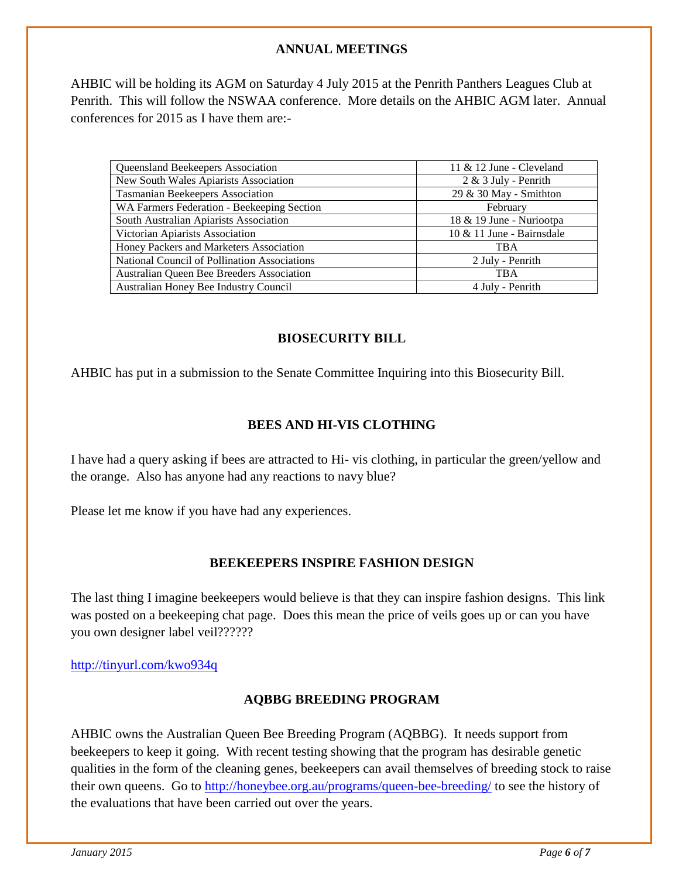## ANNUAL MEETINGS

AHBIC will be holding its AGM on Saturday 4 July 2015 at the Penrith Panthers Leagues Club at Penrith. This will follow the NSWAA conference. More details on the AHBIC AGM later. Annual conferences for 2015 as I have them are:-

| | |
|---|---|
| Queensland Beekeepers Association | 11 & 12 June - Cleveland |
| New South Wales Apiarists Association | 2 & 3 July - Penrith |
| Tasmanian Beekeepers Association | 29 & 30 May - Smithton |
| WA Farmers Federation - Beekeeping Section | February |
| South Australian Apiarists Association | 18 & 19 June - Nuriootpa |
| Victorian Apiarists Association | 10 & 11 June - Bairnsdale |
| Honey Packers and Marketers Association | TBA |
| National Council of Pollination Associations | 2 July - Penrith |
| Australian Queen Bee Breeders Association | TBA |
| Australian Honey Bee Industry Council | 4 July - Penrith |

## BIOSECURITY BILL

AHBIC has put in a submission to the Senate Committee Inquiring into this Biosecurity Bill.

## BEES AND HI-VIS CLOTHING

I have had a query asking if bees are attracted to Hi- vis clothing, in particular the green/yellow and the orange. Also has anyone had any reactions to navy blue?

Please let me know if you have had any experiences.

## BEEKEEPERS INSPIRE FASHION DESIGN

The last thing I imagine beekeepers would believe is that they can inspire fashion designs. This link was posted on a beekeeping chat page. Does this mean the price of veils goes up or can you have you own designer label veil??????

http://tinyurl.com/kwo934q

## AQBBG BREEDING PROGRAM

AHBIC owns the Australian Queen Bee Breeding Program (AQBBG). It needs support from beekeepers to keep it going. With recent testing showing that the program has desirable genetic qualities in the form of the cleaning genes, beekeepers can avail themselves of breeding stock to raise their own queens. Go to http://honeybee.org.au/programs/queen-bee-breeding/ to see the history of the evaluations that have been carried out over the years.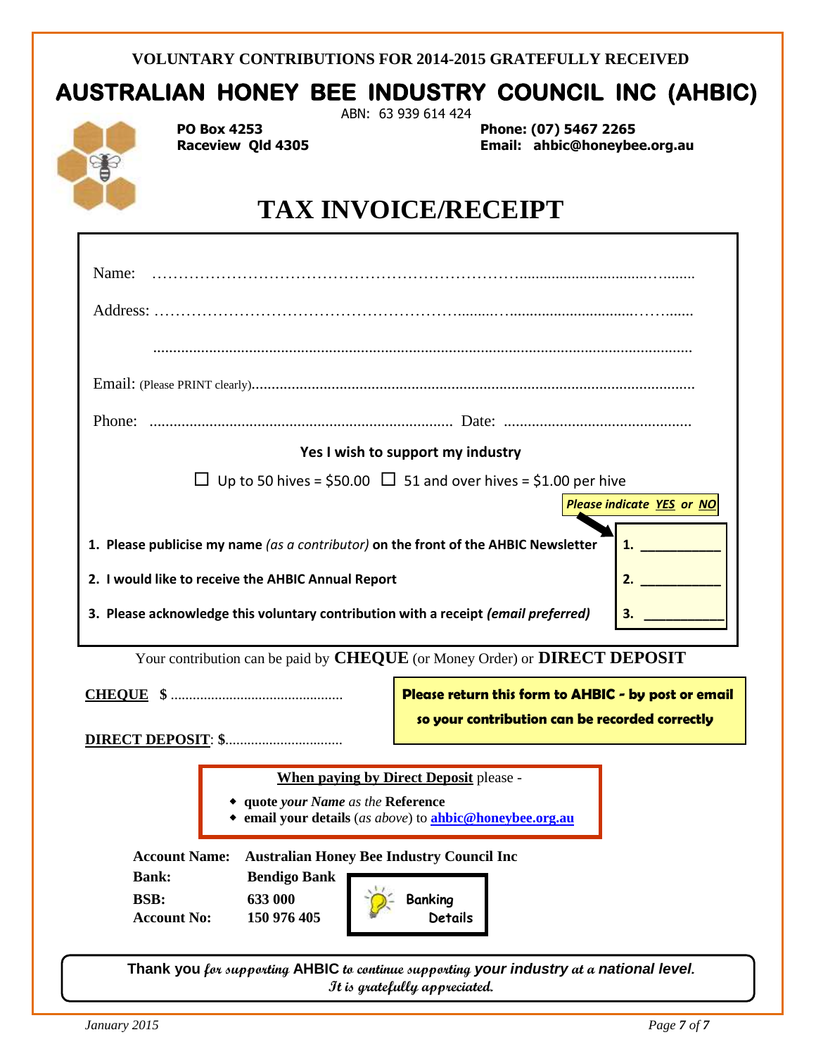**VOLUNTARY CONTRIBUTIONS FOR 2014-2015 GRATEFULLY RECEIVED**

# AUSTRALIAN HONEY BEE INDUSTRY COUNCIL INC (AHBIC)

ABN: 63 939 614 424

**PO Box 4253**
**Raceview Qld 4305**

**Phone: (07) 5467 2265**
**Email: ahbic@honeybee.org.au**

# TAX INVOICE/RECEIPT

Name: ……………………………………………………………………………………

Address: ……………………………………………………………………………………

……………………………………………………………………………………

Email: (Please PRINT clearly)……………………………………………………………………

Phone: …………………………………………… Date: ……………………………………

**Yes I wish to support my industry**

☐ Up to 50 hives = $50.00 ☐ 51 and over hives = $1.00 per hive

***Please indicate YES or NO***

1. **Please publicise my name** *(as a contributor)* **on the front of the AHBIC Newsletter** — **1. ________**
2. **I would like to receive the AHBIC Annual Report** — **2. ________**
3. **Please acknowledge this voluntary contribution with a receipt** ***(email preferred)*** — **3. ________**

Your contribution can be paid by **CHEQUE** (or Money Order) or **DIRECT DEPOSIT**

**CHEQUE $** ………………………………

**DIRECT DEPOSIT: $**……………………

**Please return this form to AHBIC - by post or email so your contribution can be recorded correctly**

**When paying by Direct Deposit** please -

- **quote** ***your Name*** *as the* **Reference**
- **email your details** (*as above*) to **ahbic@honeybee.org.au**

| | |
|---|---|
| **Account Name:** | **Australian Honey Bee Industry Council Inc** |
| **Bank:** | **Bendigo Bank** |
| **BSB:** | **633 000** |
| **Account No:** | **150 976 405** |

Banking Details

**Thank you** *for supporting* **AHBIC** *to continue supporting* ***your industry*** *at a* ***national level.***
*It is gratefully appreciated.*

*January 2015*